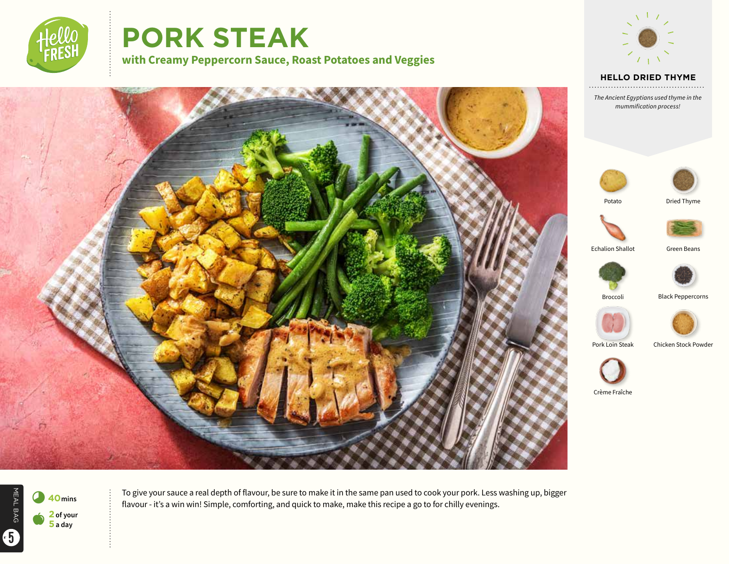# PORK STEAK

## with Creamy Peppercorn Sauce, Roast Potatoes and Veggies

### HELLO DRIED THYME

*The Ancient Egyptians used thyme in the mummification process!*

- Potato
- Dried Thyme
- Echalion Shallot
- Green Beans
- Broccoli
- Black Peppercorns
- Pork Loin Steak
- Chicken Stock Powder
- Crème Fraîche

**40** mins

**2** of your **5** a day

MEAL BAG 5

To give your sauce a real depth of flavour, be sure to make it in the same pan used to cook your pork. Less washing up, bigger flavour - it's a win win! Simple, comforting, and quick to make, make this recipe a go to for chilly evenings.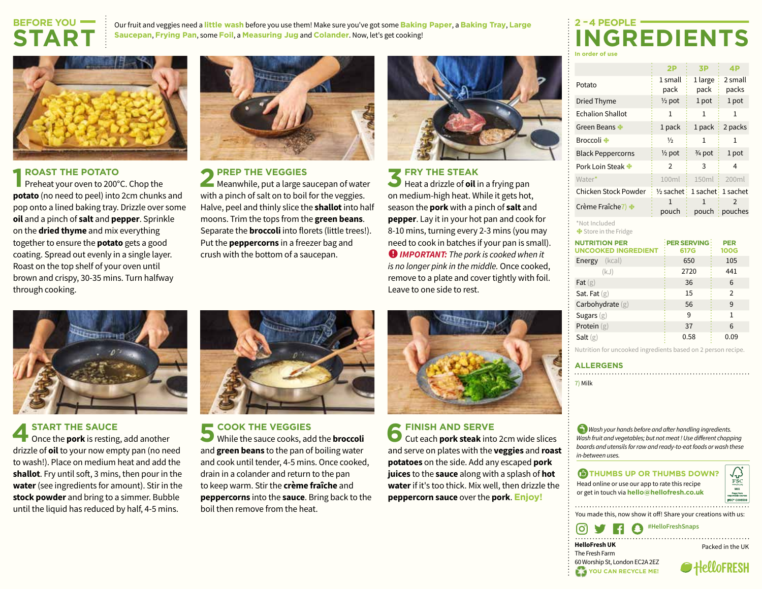## BEFORE YOU START

Our fruit and veggies need a **little wash** before you use them! Make sure you've got some **Baking Paper**, a **Baking Tray**, **Large Saucepan**, **Frying Pan**, some **Foil**, a **Measuring Jug** and **Colander**. Now, let's get cooking!

### 1 ROAST THE POTATO

Preheat your oven to 200°C. Chop the **potato** (no need to peel) into 2cm chunks and pop onto a lined baking tray. Drizzle over some **oil** and a pinch of **salt** and **pepper**. Sprinkle on the **dried thyme** and mix everything together to ensure the **potato** gets a good coating. Spread out evenly in a single layer. Roast on the top shelf of your oven until brown and crispy, 30-35 mins. Turn halfway through cooking.

### 2 PREP THE VEGGIES

Meanwhile, put a large saucepan of water with a pinch of salt on to boil for the veggies. Halve, peel and thinly slice the **shallot** into half moons. Trim the tops from the **green beans**. Separate the **broccoli** into florets (little trees!). Put the **peppercorns** in a freezer bag and crush with the bottom of a saucepan.

### 3 FRY THE STEAK

Heat a drizzle of **oil** in a frying pan on medium-high heat. While it gets hot, season the **pork** with a pinch of **salt** and **pepper**. Lay it in your hot pan and cook for 8-10 mins, turning every 2-3 mins (you may need to cook in batches if your pan is small). ***IMPORTANT:*** *The pork is cooked when it is no longer pink in the middle.* Once cooked, remove to a plate and cover tightly with foil. Leave to one side to rest.

### 4 START THE SAUCE

Once the **pork** is resting, add another drizzle of **oil** to your now empty pan (no need to wash!). Place on medium heat and add the **shallot**. Fry until soft, 3 mins, then pour in the **water** (see ingredients for amount). Stir in the **stock powder** and bring to a simmer. Bubble until the liquid has reduced by half, 4-5 mins.

### 5 COOK THE VEGGIES

While the sauce cooks, add the **broccoli** and **green beans** to the pan of boiling water and cook until tender, 4-5 mins. Once cooked, drain in a colander and return to the pan to keep warm. Stir the **crème fraîche** and **peppercorns** into the **sauce**. Bring back to the boil then remove from the heat.

### 6 FINISH AND SERVE

Cut each **pork steak** into 2cm wide slices and serve on plates with the **veggies** and **roast potatoes** on the side. Add any escaped **pork juices** to the **sauce** along with a splash of **hot water** if it's too thick. Mix well, then drizzle the **peppercorn sauce** over the **pork**. **Enjoy!**

## 2 - 4 PEOPLE INGREDIENTS

In order of use

| | 2P | 3P | 4P |
|---|---|---|---|
| Potato | 1 small pack | 1 large pack | 2 small packs |
| Dried Thyme | ½ pot | 1 pot | 1 pot |
| Echalion Shallot | 1 | 1 | 1 |
| Green Beans ❄ | 1 pack | 1 pack | 2 packs |
| Broccoli ❄ | ½ | 1 | 1 |
| Black Peppercorns | ½ pot | ¾ pot | 1 pot |
| Pork Loin Steak ❄ | 2 | 3 | 4 |
| Water* | 100ml | 150ml | 200ml |
| Chicken Stock Powder | ½ sachet | 1 sachet | 1 sachet |
| Crème Fraîche 7) ❄ | 1 pouch | 1 pouch | 2 pouches |

*Not Included
❄ Store in the Fridge

| NUTRITION PER UNCOOKED INGREDIENT | PER SERVING 617G | PER 100G |
|---|---|---|
| Energy (kcal) | 650 | 105 |
| (kJ) | 2720 | 441 |
| Fat (g) | 36 | 6 |
| Sat. Fat (g) | 15 | 2 |
| Carbohydrate (g) | 56 | 9 |
| Sugars (g) | 9 | 1 |
| Protein (g) | 37 | 6 |
| Salt (g) | 0.58 | 0.09 |

Nutrition for uncooked ingredients based on 2 person recipe.

### ALLERGENS

7) Milk

*Wash your hands before and after handling ingredients. Wash fruit and vegetables; but not meat ! Use different chopping boards and utensils for raw and ready-to-eat foods or wash these in-between uses.*

### THUMBS UP OR THUMBS DOWN?

Head online or use our app to rate this recipe or get in touch via **hello@hellofresh.co.uk**

You made this, now show it off! Share your creations with us: #HelloFreshSnaps

**HelloFresh UK**
The Fresh Farm
60 Worship St, London EC2A 2EZ

YOU CAN RECYCLE ME!

Packed in the UK